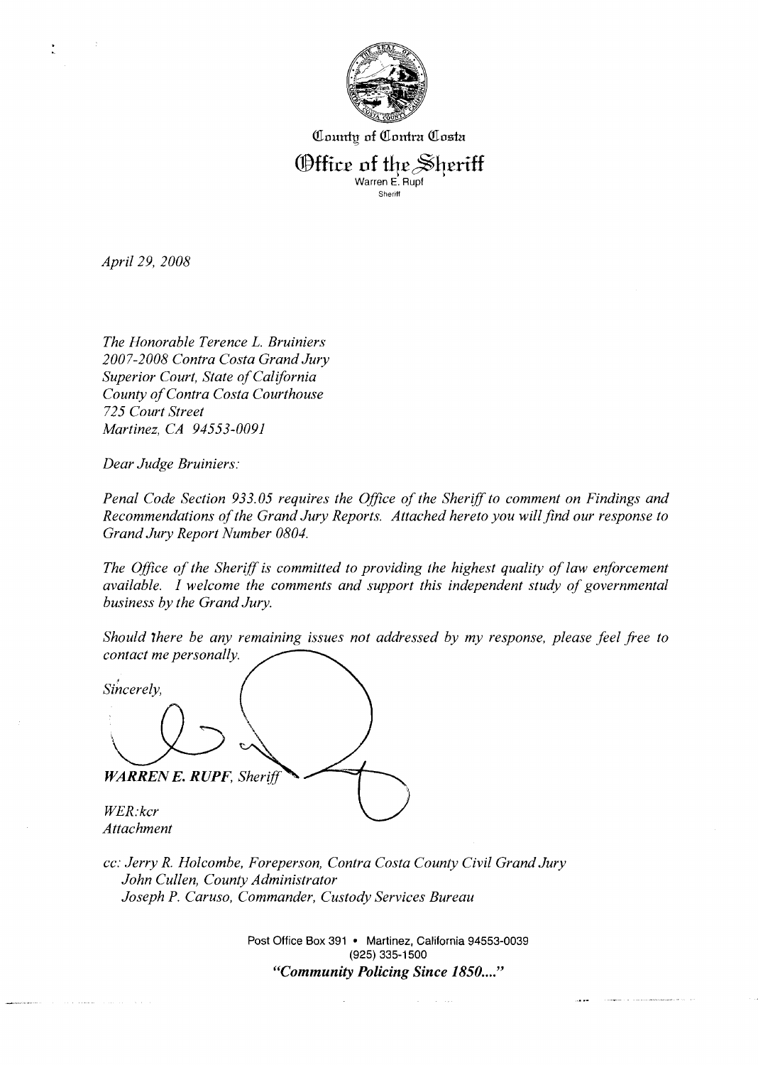County of Contra Costa

# Office of the Sheriff

Warren E. Rupf

Sheriff

*April 29, 2008*

*The Honorable Terence L. Bruiniers*
*2007-2008 Contra Costa Grand Jury*
*Superior Court, State of California*
*County of Contra Costa Courthouse*
*725 Court Street*
*Martinez, CA 94553-0091*

*Dear Judge Bruiniers:*

*Penal Code Section 933.05 requires the Office of the Sheriff to comment on Findings and Recommendations of the Grand Jury Reports. Attached hereto you will find our response to Grand Jury Report Number 0804.*

*The Office of the Sheriff is committed to providing the highest quality of law enforcement available. I welcome the comments and support this independent study of governmental business by the Grand Jury.*

*Should there be any remaining issues not addressed by my response, please feel free to contact me personally.*

*Sincerely,*

***WARREN E. RUPF**, Sheriff*

*WER:kcr*
*Attachment*

*cc: Jerry R. Holcombe, Foreperson, Contra Costa County Civil Grand Jury*
*John Cullen, County Administrator*
*Joseph P. Caruso, Commander, Custody Services Bureau*

Post Office Box 391 • Martinez, California 94553-0039
(925) 335-1500
***"Community Policing Since 1850...."***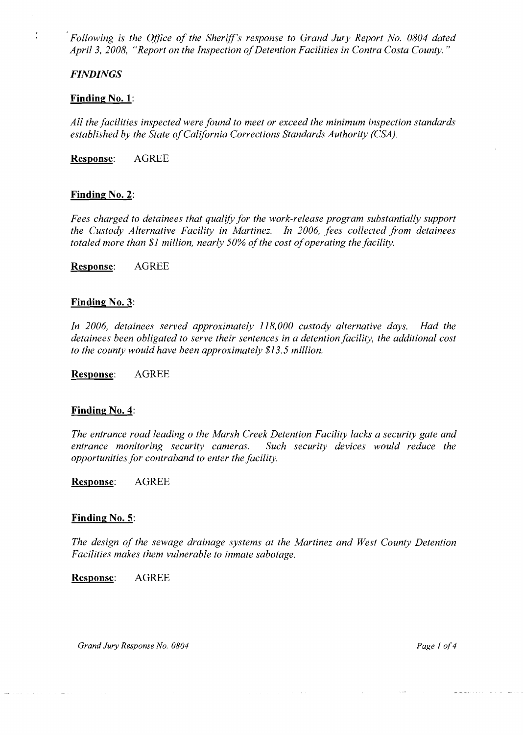*Following is the Office of the Sheriff's response to Grand Jury Report No. 0804 dated April 3, 2008, "Report on the Inspection of Detention Facilities in Contra Costa County."*

### *FINDINGS*

**Finding No. 1**:

*All the facilities inspected were found to meet or exceed the minimum inspection standards established by the State of California Corrections Standards Authority (CSA).*

**Response**: AGREE

**Finding No. 2**:

*Fees charged to detainees that qualify for the work-release program substantially support the Custody Alternative Facility in Martinez. In 2006, fees collected from detainees totaled more than $1 million, nearly 50% of the cost of operating the facility.*

**Response**: AGREE

**Finding No. 3**:

*In 2006, detainees served approximately 118,000 custody alternative days. Had the detainees been obligated to serve their sentences in a detention facility, the additional cost to the county would have been approximately $13.5 million.*

**Response**: AGREE

**Finding No. 4**:

*The entrance road leading o the Marsh Creek Detention Facility lacks a security gate and entrance monitoring security cameras. Such security devices would reduce the opportunities for contraband to enter the facility.*

**Response**: AGREE

**Finding No. 5**:

*The design of the sewage drainage systems at the Martinez and West County Detention Facilities makes them vulnerable to inmate sabotage.*

**Response**: AGREE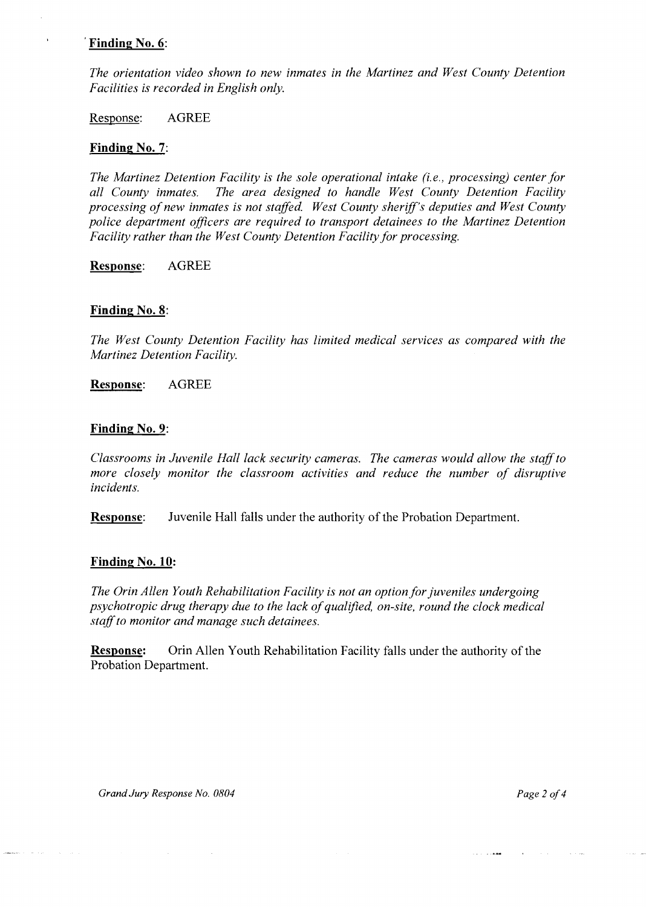**Finding No. 6**:

*The orientation video shown to new inmates in the Martinez and West County Detention Facilities is recorded in English only.*

Response: AGREE

**Finding No. 7**:

*The Martinez Detention Facility is the sole operational intake (i.e., processing) center for all County inmates. The area designed to handle West County Detention Facility processing of new inmates is not staffed. West County sheriff's deputies and West County police department officers are required to transport detainees to the Martinez Detention Facility rather than the West County Detention Facility for processing.*

**Response**: AGREE

**Finding No. 8**:

*The West County Detention Facility has limited medical services as compared with the Martinez Detention Facility.*

**Response**: AGREE

**Finding No. 9**:

*Classrooms in Juvenile Hall lack security cameras. The cameras would allow the staff to more closely monitor the classroom activities and reduce the number of disruptive incidents.*

**Response**: Juvenile Hall falls under the authority of the Probation Department.

**Finding No. 10:**

*The Orin Allen Youth Rehabilitation Facility is not an option for juveniles undergoing psychotropic drug therapy due to the lack of qualified, on-site, round the clock medical staff to monitor and manage such detainees.*

**Response:** Orin Allen Youth Rehabilitation Facility falls under the authority of the Probation Department.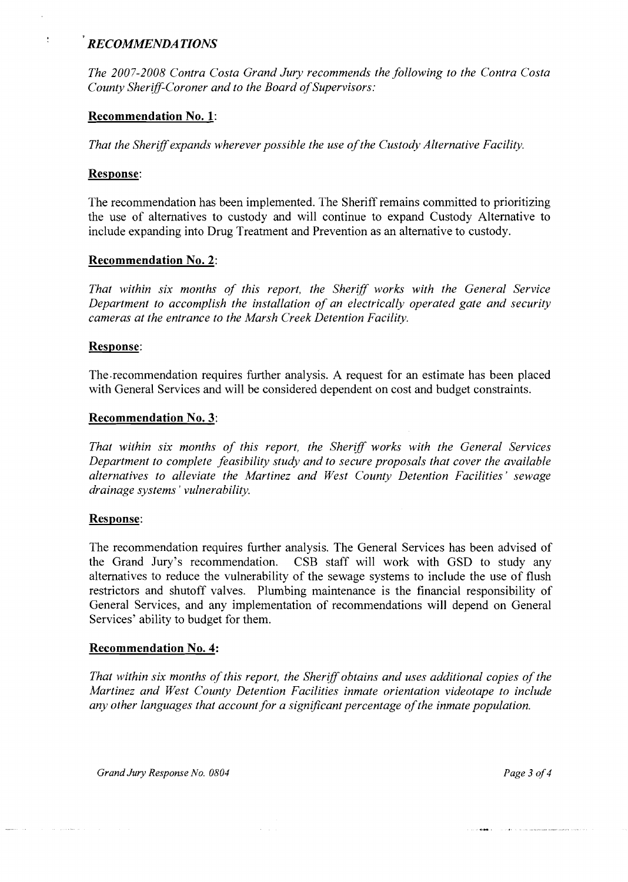## *RECOMMENDATIONS*

*The 2007-2008 Contra Costa Grand Jury recommends the following to the Contra Costa County Sheriff-Coroner and to the Board of Supervisors:*

### Recommendation No. 1:

*That the Sheriff expands wherever possible the use of the Custody Alternative Facility.*

### Response:

The recommendation has been implemented. The Sheriff remains committed to prioritizing the use of alternatives to custody and will continue to expand Custody Alternative to include expanding into Drug Treatment and Prevention as an alternative to custody.

### Recommendation No. 2:

*That within six months of this report, the Sheriff works with the General Service Department to accomplish the installation of an electrically operated gate and security cameras at the entrance to the Marsh Creek Detention Facility.*

### Response:

The recommendation requires further analysis. A request for an estimate has been placed with General Services and will be considered dependent on cost and budget constraints.

### Recommendation No. 3:

*That within six months of this report, the Sheriff works with the General Services Department to complete feasibility study and to secure proposals that cover the available alternatives to alleviate the Martinez and West County Detention Facilities' sewage drainage systems' vulnerability.*

### Response:

The recommendation requires further analysis. The General Services has been advised of the Grand Jury's recommendation. CSB staff will work with GSD to study any alternatives to reduce the vulnerability of the sewage systems to include the use of flush restrictors and shutoff valves. Plumbing maintenance is the financial responsibility of General Services, and any implementation of recommendations will depend on General Services' ability to budget for them.

### Recommendation No. 4:

*That within six months of this report, the Sheriff obtains and uses additional copies of the Martinez and West County Detention Facilities inmate orientation videotape to include any other languages that account for a significant percentage of the inmate population.*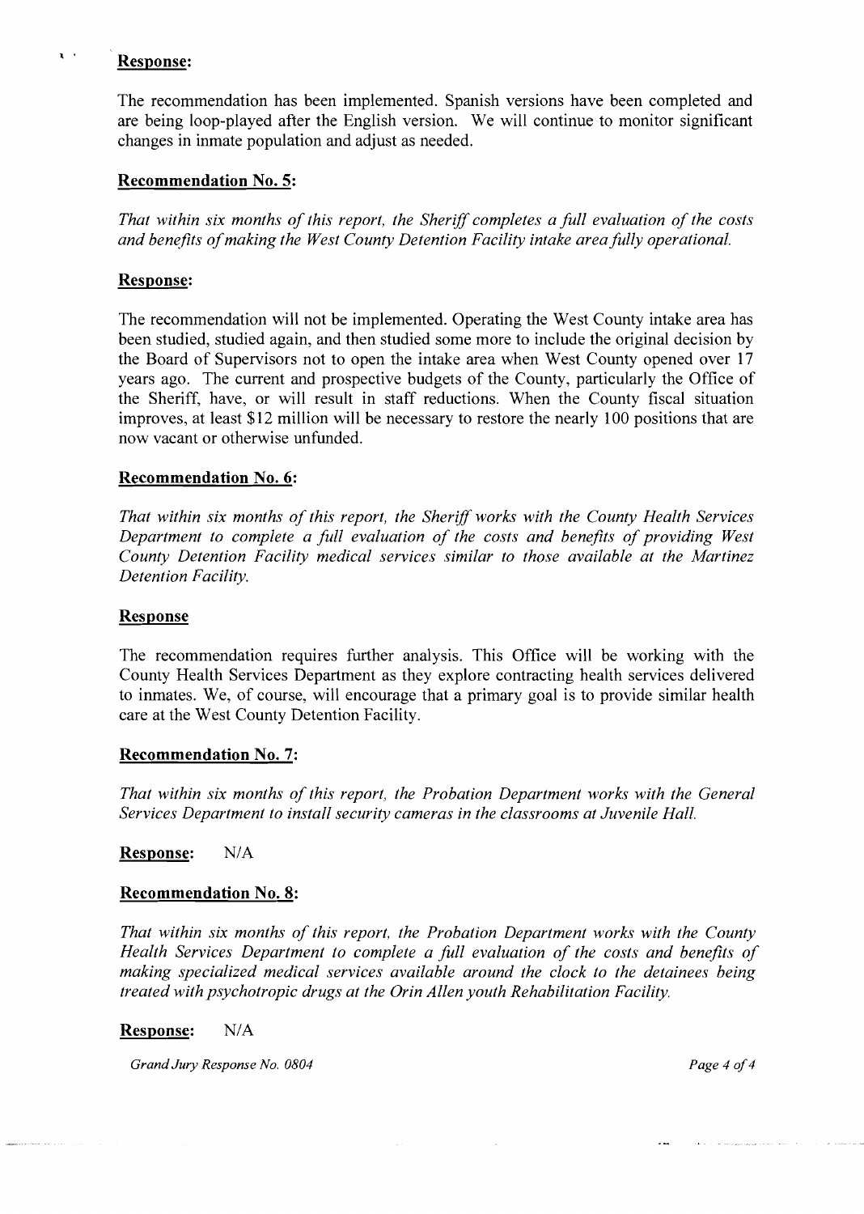**Response:**

The recommendation has been implemented. Spanish versions have been completed and are being loop-played after the English version. We will continue to monitor significant changes in inmate population and adjust as needed.

**Recommendation No. 5:**

*That within six months of this report, the Sheriff completes a full evaluation of the costs and benefits of making the West County Detention Facility intake area fully operational.*

**Response:**

The recommendation will not be implemented. Operating the West County intake area has been studied, studied again, and then studied some more to include the original decision by the Board of Supervisors not to open the intake area when West County opened over 17 years ago. The current and prospective budgets of the County, particularly the Office of the Sheriff, have, or will result in staff reductions. When the County fiscal situation improves, at least $12 million will be necessary to restore the nearly 100 positions that are now vacant or otherwise unfunded.

**Recommendation No. 6:**

*That within six months of this report, the Sheriff works with the County Health Services Department to complete a full evaluation of the costs and benefits of providing West County Detention Facility medical services similar to those available at the Martinez Detention Facility.*

**Response**

The recommendation requires further analysis. This Office will be working with the County Health Services Department as they explore contracting health services delivered to inmates. We, of course, will encourage that a primary goal is to provide similar health care at the West County Detention Facility.

**Recommendation No. 7:**

*That within six months of this report, the Probation Department works with the General Services Department to install security cameras in the classrooms at Juvenile Hall.*

**Response:** N/A

**Recommendation No. 8:**

*That within six months of this report, the Probation Department works with the County Health Services Department to complete a full evaluation of the costs and benefits of making specialized medical services available around the clock to the detainees being treated with psychotropic drugs at the Orin Allen youth Rehabilitation Facility.*

**Response:** N/A

*Grand Jury Response No. 0804*